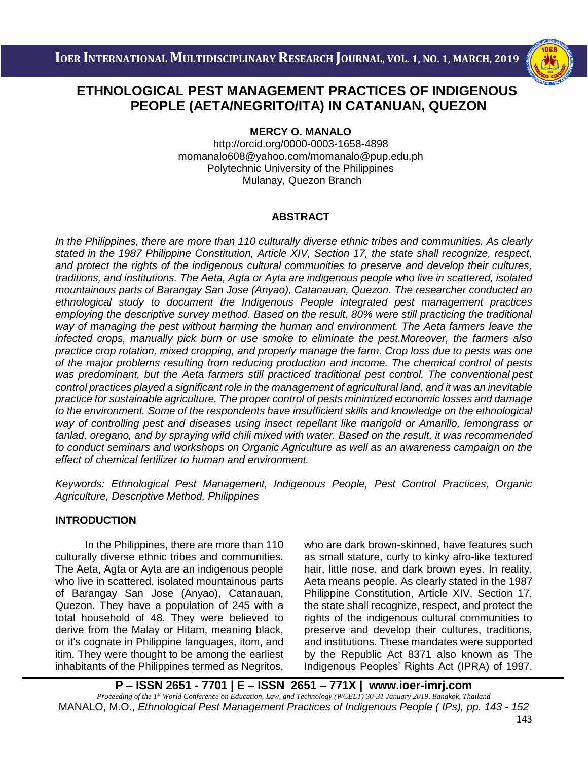# ETHNOLOGICAL PEST MANAGEMENT PRACTICES OF INDIGENOUS PEOPLE (AETA/NEGRITO/ITA) IN CATANUAN, QUEZON

**MERCY O. MANALO**
http://orcid.org/0000-0003-1658-4898
momanalo608@yahoo.com/momanalo@pup.edu.ph
Polytechnic University of the Philippines
Mulanay, Quezon Branch

## ABSTRACT

*In the Philippines, there are more than 110 culturally diverse ethnic tribes and communities. As clearly stated in the 1987 Philippine Constitution, Article XIV, Section 17, the state shall recognize, respect, and protect the rights of the indigenous cultural communities to preserve and develop their cultures, traditions, and institutions. The Aeta, Agta or Ayta are indigenous people who live in scattered, isolated mountainous parts of Barangay San Jose (Anyao), Catanauan, Quezon. The researcher conducted an ethnological study to document the Indigenous People integrated pest management practices employing the descriptive survey method. Based on the result, 80% were still practicing the traditional way of managing the pest without harming the human and environment. The Aeta farmers leave the infected crops, manually pick burn or use smoke to eliminate the pest.Moreover, the farmers also practice crop rotation, mixed cropping, and properly manage the farm. Crop loss due to pests was one of the major problems resulting from reducing production and income. The chemical control of pests was predominant, but the Aeta farmers still practiced traditional pest control. The conventional pest control practices played a significant role in the management of agricultural land, and it was an inevitable practice for sustainable agriculture. The proper control of pests minimized economic losses and damage to the environment. Some of the respondents have insufficient skills and knowledge on the ethnological way of controlling pest and diseases using insect repellant like marigold or Amarillo, lemongrass or tanlad, oregano, and by spraying wild chili mixed with water. Based on the result, it was recommended to conduct seminars and workshops on Organic Agriculture as well as an awareness campaign on the effect of chemical fertilizer to human and environment.*

*Keywords: Ethnological Pest Management, Indigenous People, Pest Control Practices, Organic Agriculture, Descriptive Method, Philippines*

## INTRODUCTION

In the Philippines, there are more than 110 culturally diverse ethnic tribes and communities. The Aeta, Agta or Ayta are an indigenous people who live in scattered, isolated mountainous parts of Barangay San Jose (Anyao), Catanauan, Quezon. They have a population of 245 with a total household of 48. They were believed to derive from the Malay or Hitam, meaning black, or it's cognate in Philippine languages, itom, and itim. They were thought to be among the earliest inhabitants of the Philippines termed as Negritos, who are dark brown-skinned, have features such as small stature, curly to kinky afro-like textured hair, little nose, and dark brown eyes. In reality, Aeta means people. As clearly stated in the 1987 Philippine Constitution, Article XIV, Section 17, the state shall recognize, respect, and protect the rights of the indigenous cultural communities to preserve and develop their cultures, traditions, and institutions. These mandates were supported by the Republic Act 8371 also known as The Indigenous Peoples' Rights Act (IPRA) of 1997.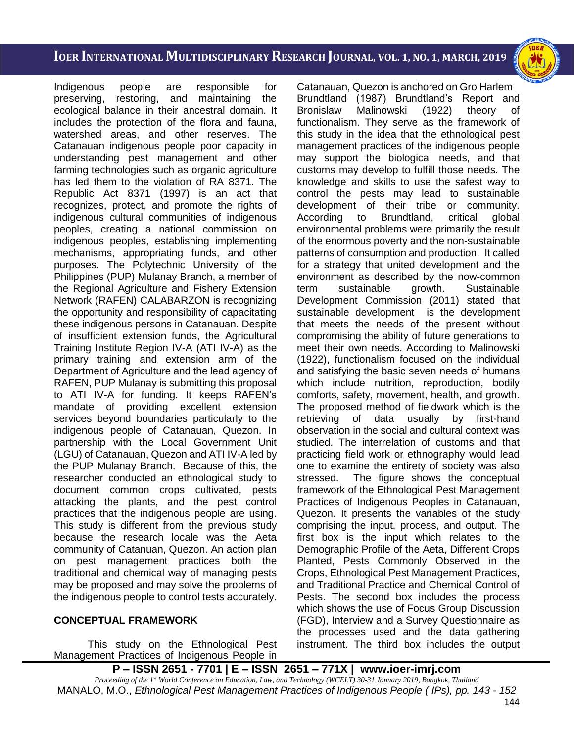Indigenous people are responsible for preserving, restoring, and maintaining the ecological balance in their ancestral domain. It includes the protection of the flora and fauna, watershed areas, and other reserves. The Catanauan indigenous people poor capacity in understanding pest management and other farming technologies such as organic agriculture has led them to the violation of RA 8371. The Republic Act 8371 (1997) is an act that recognizes, protect, and promote the rights of indigenous cultural communities of indigenous peoples, creating a national commission on indigenous peoples, establishing implementing mechanisms, appropriating funds, and other purposes. The Polytechnic University of the Philippines (PUP) Mulanay Branch, a member of the Regional Agriculture and Fishery Extension Network (RAFEN) CALABARZON is recognizing the opportunity and responsibility of capacitating these indigenous persons in Catanauan. Despite of insufficient extension funds, the Agricultural Training Institute Region IV-A (ATI IV-A) as the primary training and extension arm of the Department of Agriculture and the lead agency of RAFEN, PUP Mulanay is submitting this proposal to ATI IV-A for funding. It keeps RAFEN's mandate of providing excellent extension services beyond boundaries particularly to the indigenous people of Catanauan, Quezon. In partnership with the Local Government Unit (LGU) of Catanauan, Quezon and ATI IV-A led by the PUP Mulanay Branch. Because of this, the researcher conducted an ethnological study to document common crops cultivated, pests attacking the plants, and the pest control practices that the indigenous people are using. This study is different from the previous study because the research locale was the Aeta community of Catanuan, Quezon. An action plan on pest management practices both the traditional and chemical way of managing pests may be proposed and may solve the problems of the indigenous people to control tests accurately.

## CONCEPTUAL FRAMEWORK

This study on the Ethnological Pest Management Practices of Indigenous People in Catanauan, Quezon is anchored on Gro Harlem Brundtland (1987) Brundtland's Report and Bronislaw Malinowski (1922) theory of functionalism. They serve as the framework of this study in the idea that the ethnological pest management practices of the indigenous people may support the biological needs, and that customs may develop to fulfill those needs. The knowledge and skills to use the safest way to control the pests may lead to sustainable development of their tribe or community. According to Brundtland, critical global environmental problems were primarily the result of the enormous poverty and the non-sustainable patterns of consumption and production. It called for a strategy that united development and the environment as described by the now-common term sustainable growth. Sustainable Development Commission (2011) stated that sustainable development is the development that meets the needs of the present without compromising the ability of future generations to meet their own needs. According to Malinowski (1922), functionalism focused on the individual and satisfying the basic seven needs of humans which include nutrition, reproduction, bodily comforts, safety, movement, health, and growth. The proposed method of fieldwork which is the retrieving of data usually by first-hand observation in the social and cultural context was studied. The interrelation of customs and that practicing field work or ethnography would lead one to examine the entirety of society was also stressed. The figure shows the conceptual framework of the Ethnological Pest Management Practices of Indigenous Peoples in Catanauan, Quezon. It presents the variables of the study comprising the input, process, and output. The first box is the input which relates to the Demographic Profile of the Aeta, Different Crops Planted, Pests Commonly Observed in the Crops, Ethnological Pest Management Practices, and Traditional Practice and Chemical Control of Pests. The second box includes the process which shows the use of Focus Group Discussion (FGD), Interview and a Survey Questionnaire as the processes used and the data gathering instrument. The third box includes the output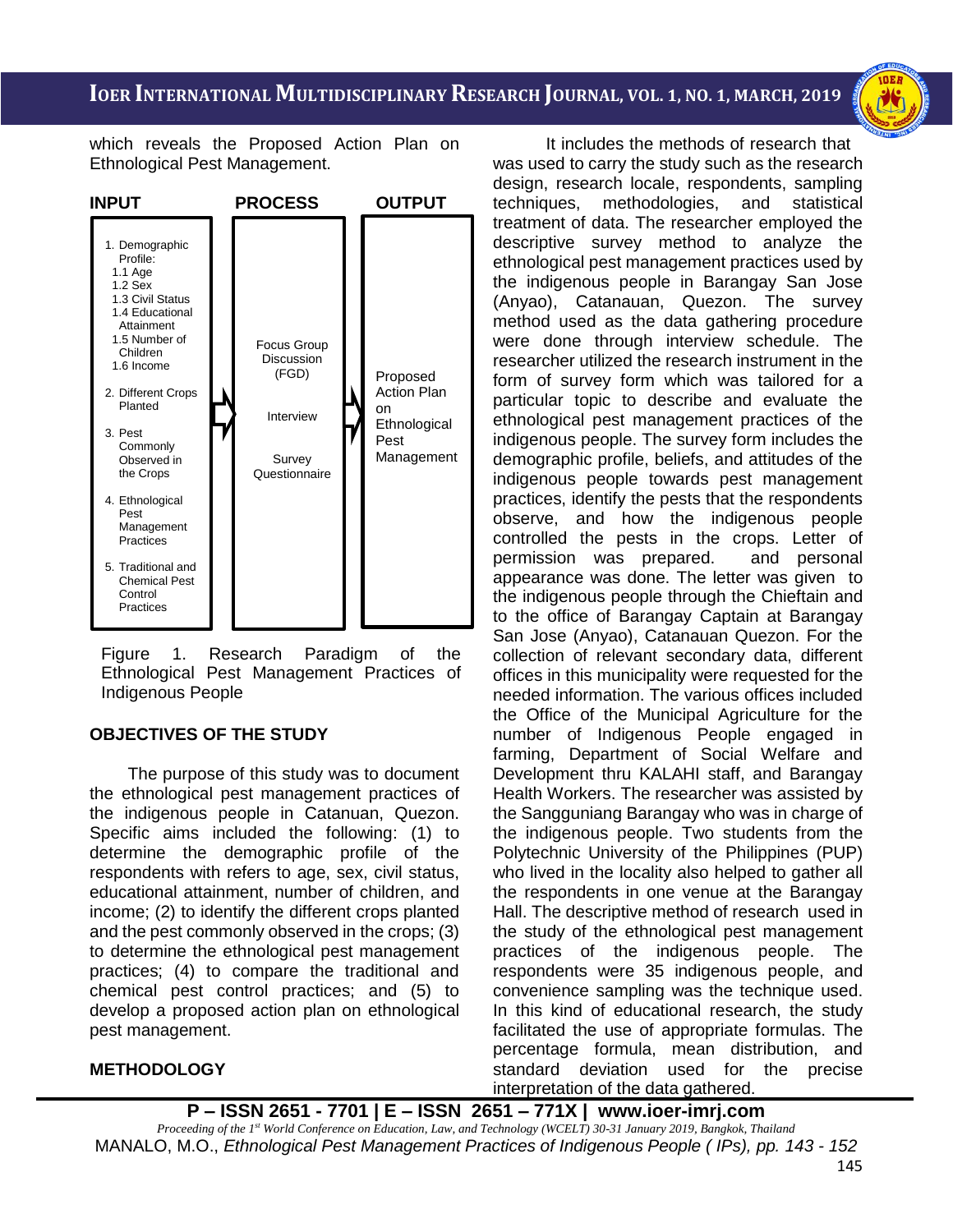which reveals the Proposed Action Plan on Ethnological Pest Management.

| INPUT | PROCESS | OUTPUT |
|---|---|---|
| 1. Demographic Profile: 1.1 Age 1.2 Sex 1.3 Civil Status 1.4 Educational Attainment 1.5 Number of Children 1.6 Income<br>2. Different Crops Planted<br>3. Pest Commonly Observed in the Crops<br>4. Ethnological Pest Management Practices<br>5. Traditional and Chemical Pest Control Practices | Focus Group Discussion (FGD)<br>Interview<br>Survey Questionnaire | Proposed Action Plan on Ethnological Pest Management |

Figure 1. Research Paradigm of the Ethnological Pest Management Practices of Indigenous People

## OBJECTIVES OF THE STUDY

The purpose of this study was to document the ethnological pest management practices of the indigenous people in Catanuan, Quezon. Specific aims included the following: (1) to determine the demographic profile of the respondents with refers to age, sex, civil status, educational attainment, number of children, and income; (2) to identify the different crops planted and the pest commonly observed in the crops; (3) to determine the ethnological pest management practices; (4) to compare the traditional and chemical pest control practices; and (5) to develop a proposed action plan on ethnological pest management.

## METHODOLOGY

It includes the methods of research that was used to carry the study such as the research design, research locale, respondents, sampling techniques, methodologies, and statistical treatment of data. The researcher employed the descriptive survey method to analyze the ethnological pest management practices used by the indigenous people in Barangay San Jose (Anyao), Catanauan, Quezon. The survey method used as the data gathering procedure were done through interview schedule. The researcher utilized the research instrument in the form of survey form which was tailored for a particular topic to describe and evaluate the ethnological pest management practices of the indigenous people. The survey form includes the demographic profile, beliefs, and attitudes of the indigenous people towards pest management practices, identify the pests that the respondents observe, and how the indigenous people controlled the pests in the crops. Letter of permission was prepared. and personal appearance was done. The letter was given to the indigenous people through the Chieftain and to the office of Barangay Captain at Barangay San Jose (Anyao), Catanauan Quezon. For the collection of relevant secondary data, different offices in this municipality were requested for the needed information. The various offices included the Office of the Municipal Agriculture for the number of Indigenous People engaged in farming, Department of Social Welfare and Development thru KALAHI staff, and Barangay Health Workers. The researcher was assisted by the Sangguniang Barangay who was in charge of the indigenous people. Two students from the Polytechnic University of the Philippines (PUP) who lived in the locality also helped to gather all the respondents in one venue at the Barangay Hall. The descriptive method of research used in the study of the ethnological pest management practices of the indigenous people. The respondents were 35 indigenous people, and convenience sampling was the technique used. In this kind of educational research, the study facilitated the use of appropriate formulas. The percentage formula, mean distribution, and standard deviation used for the precise interpretation of the data gathered.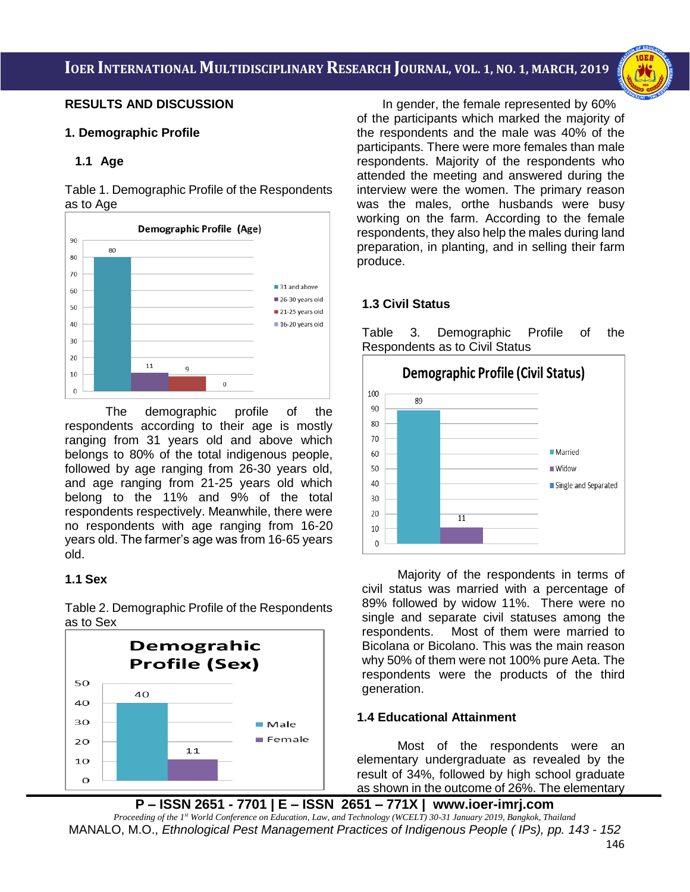## RESULTS AND DISCUSSION

### 1. Demographic Profile

#### 1.1 Age

Table 1. Demographic Profile of the Respondents as to Age

| Demographic Profile (Age) | Value |
|---|---|
| 31 and above | 80 |
| 26-30 years old | 11 |
| 21-25 years old | 9 |
| 16-20 years old | 0 |

The demographic profile of the respondents according to their age is mostly ranging from 31 years old and above which belongs to 80% of the total indigenous people, followed by age ranging from 26-30 years old, and age ranging from 21-25 years old which belong to the 11% and 9% of the total respondents respectively. Meanwhile, there were no respondents with age ranging from 16-20 years old. The farmer's age was from 16-65 years old.

#### 1.1 Sex

Table 2. Demographic Profile of the Respondents as to Sex

| Demograhic Profile (Sex) | Value |
|---|---|
| Male | 40 |
| Female | 11 |

In gender, the female represented by 60% of the participants which marked the majority of the respondents and the male was 40% of the participants. There were more females than male respondents. Majority of the respondents who attended the meeting and answered during the interview were the women. The primary reason was the males, orthe husbands were busy working on the farm. According to the female respondents, they also help the males during land preparation, in planting, and in selling their farm produce.

#### 1.3 Civil Status

Table 3. Demographic Profile of the Respondents as to Civil Status

| Demographic Profile (Civil Status) | Value |
|---|---|
| Married | 89 |
| Widow | 11 |
| Single and Separated | |

Majority of the respondents in terms of civil status was married with a percentage of 89% followed by widow 11%. There were no single and separate civil statuses among the respondents. Most of them were married to Bicolana or Bicolano. This was the main reason why 50% of them were not 100% pure Aeta. The respondents were the products of the third generation.

#### 1.4 Educational Attainment

Most of the respondents were an elementary undergraduate as revealed by the result of 34%, followed by high school graduate as shown in the outcome of 26%. The elementary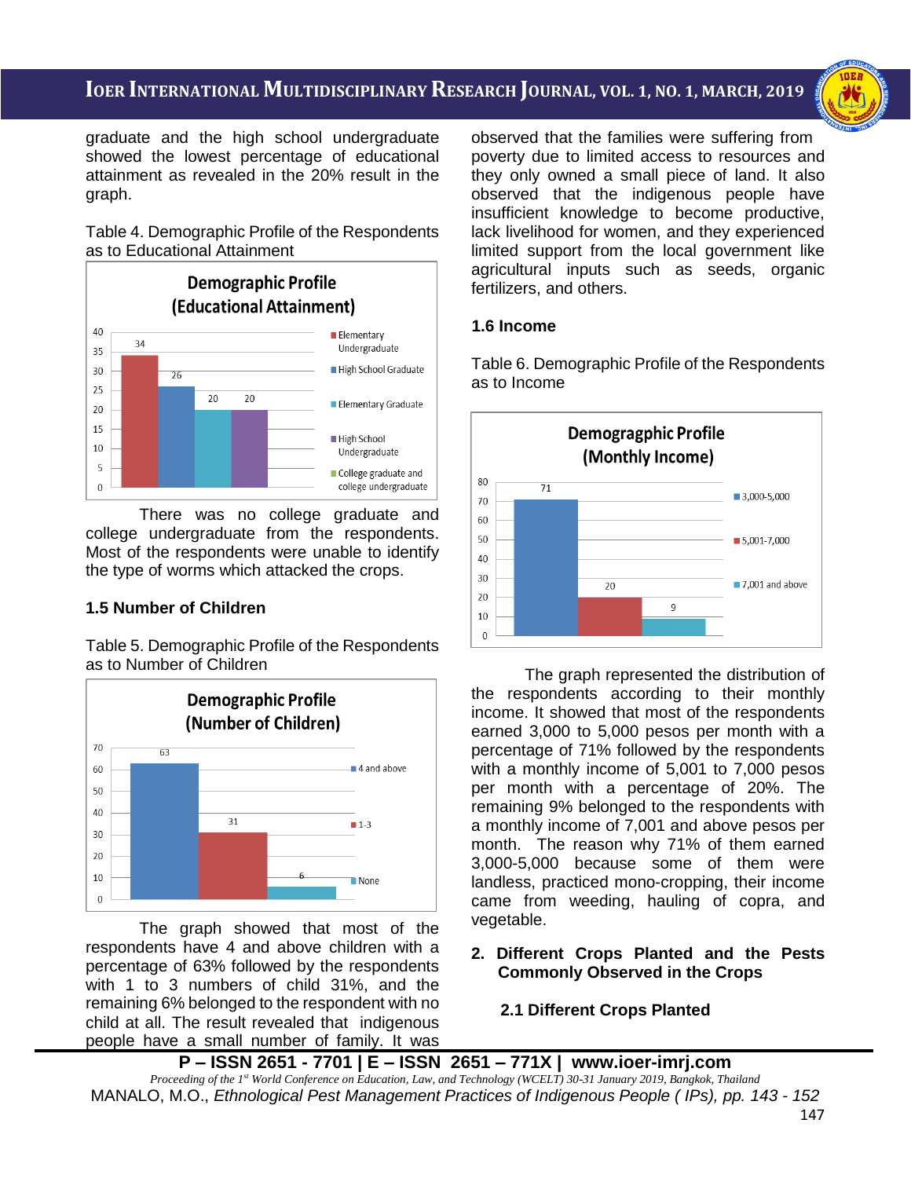graduate and the high school undergraduate showed the lowest percentage of educational attainment as revealed in the 20% result in the graph.

Table 4. Demographic Profile of the Respondents as to Educational Attainment

There was no college graduate and college undergraduate from the respondents. Most of the respondents were unable to identify the type of worms which attacked the crops.

**1.5 Number of Children**

Table 5. Demographic Profile of the Respondents as to Number of Children

The graph showed that most of the respondents have 4 and above children with a percentage of 63% followed by the respondents with 1 to 3 numbers of child 31%, and the remaining 6% belonged to the respondent with no child at all. The result revealed that indigenous people have a small number of family. It was observed that the families were suffering from poverty due to limited access to resources and they only owned a small piece of land. It also observed that the indigenous people have insufficient knowledge to become productive, lack livelihood for women, and they experienced limited support from the local government like agricultural inputs such as seeds, organic fertilizers, and others.

**1.6 Income**

Table 6. Demographic Profile of the Respondents as to Income

The graph represented the distribution of the respondents according to their monthly income. It showed that most of the respondents earned 3,000 to 5,000 pesos per month with a percentage of 71% followed by the respondents with a monthly income of 5,001 to 7,000 pesos per month with a percentage of 20%. The remaining 9% belonged to the respondents with a monthly income of 7,001 and above pesos per month. The reason why 71% of them earned 3,000-5,000 because some of them were landless, practiced mono-cropping, their income came from weeding, hauling of copra, and vegetable.

**2. Different Crops Planted and the Pests Commonly Observed in the Crops**

**2.1 Different Crops Planted**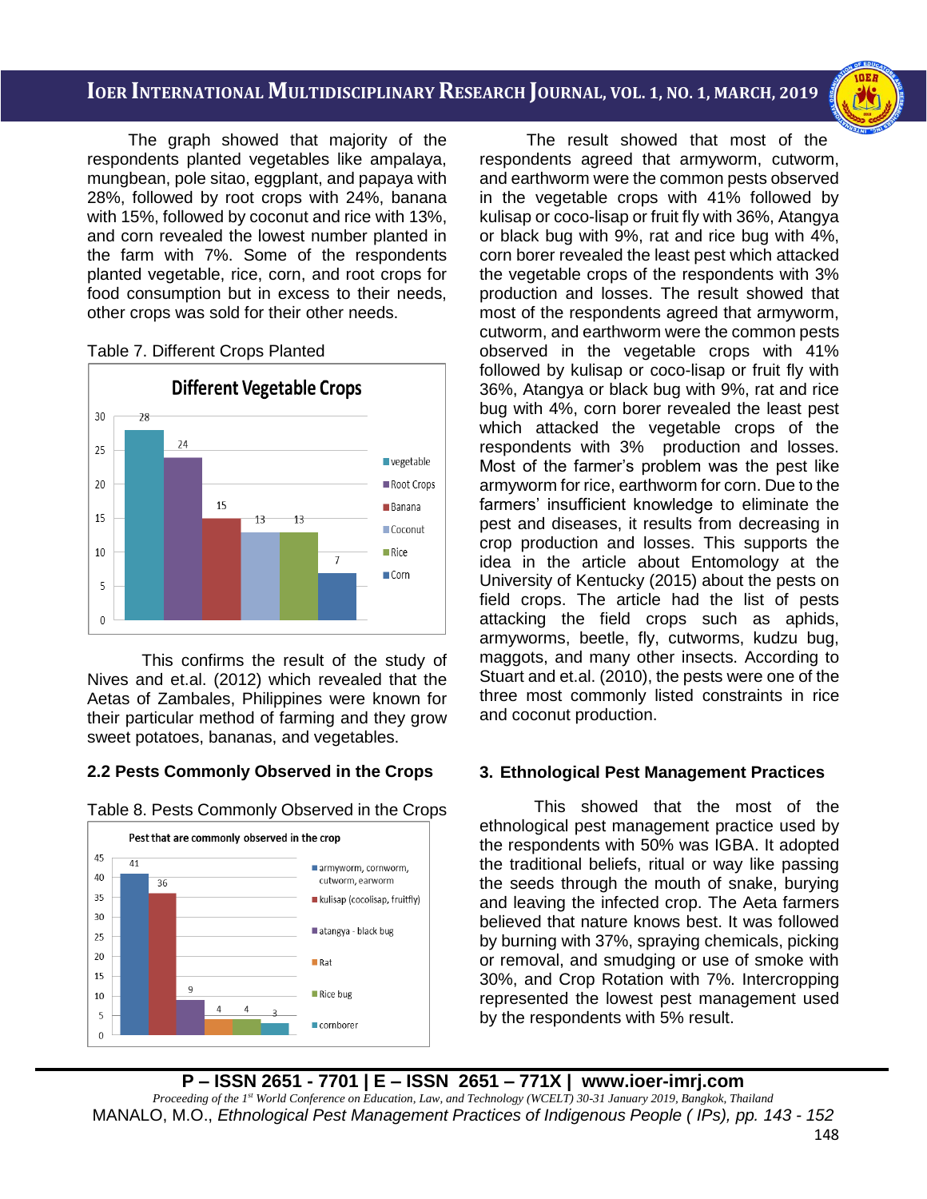The graph showed that majority of the respondents planted vegetables like ampalaya, mungbean, pole sitao, eggplant, and papaya with 28%, followed by root crops with 24%, banana with 15%, followed by coconut and rice with 13%, and corn revealed the lowest number planted in the farm with 7%. Some of the respondents planted vegetable, rice, corn, and root crops for food consumption but in excess to their needs, other crops was sold for their other needs.

Table 7. Different Crops Planted

**Different Vegetable Crops**

| Crop | Value |
|---|---|
| vegetable | 28 |
| Root Crops | 24 |
| Banana | 15 |
| Coconut | 13 |
| Rice | 13 |
| Corn | 7 |

This confirms the result of the study of Nives and et.al. (2012) which revealed that the Aetas of Zambales, Philippines were known for their particular method of farming and they grow sweet potatoes, bananas, and vegetables.

### 2.2 Pests Commonly Observed in the Crops

Table 8. Pests Commonly Observed in the Crops

**Pest that are commonly observed in the crop**

| Pest | Value |
|---|---|
| armyworm, cornworm, cutworm, earworm | 41 |
| kulisap (cocolisap, fruitfly) | 36 |
| atangya - black bug | 9 |
| Rat | 4 |
| Rice bug | 4 |
| cornborer | 3 |

The result showed that most of the respondents agreed that armyworm, cutworm, and earthworm were the common pests observed in the vegetable crops with 41% followed by kulisap or coco-lisap or fruit fly with 36%, Atangya or black bug with 9%, rat and rice bug with 4%, corn borer revealed the least pest which attacked the vegetable crops of the respondents with 3% production and losses. The result showed that most of the respondents agreed that armyworm, cutworm, and earthworm were the common pests observed in the vegetable crops with 41% followed by kulisap or coco-lisap or fruit fly with 36%, Atangya or black bug with 9%, rat and rice bug with 4%, corn borer revealed the least pest which attacked the vegetable crops of the respondents with 3% production and losses. Most of the farmer's problem was the pest like armyworm for rice, earthworm for corn. Due to the farmers' insufficient knowledge to eliminate the pest and diseases, it results from decreasing in crop production and losses. This supports the idea in the article about Entomology at the University of Kentucky (2015) about the pests on field crops. The article had the list of pests attacking the field crops such as aphids, armyworms, beetle, fly, cutworms, kudzu bug, maggots, and many other insects. According to Stuart and et.al. (2010), the pests were one of the three most commonly listed constraints in rice and coconut production.

## 3. Ethnological Pest Management Practices

This showed that the most of the ethnological pest management practice used by the respondents with 50% was IGBA. It adopted the traditional beliefs, ritual or way like passing the seeds through the mouth of snake, burying and leaving the infected crop. The Aeta farmers believed that nature knows best. It was followed by burning with 37%, spraying chemicals, picking or removal, and smudging or use of smoke with 30%, and Crop Rotation with 7%. Intercropping represented the lowest pest management used by the respondents with 5% result.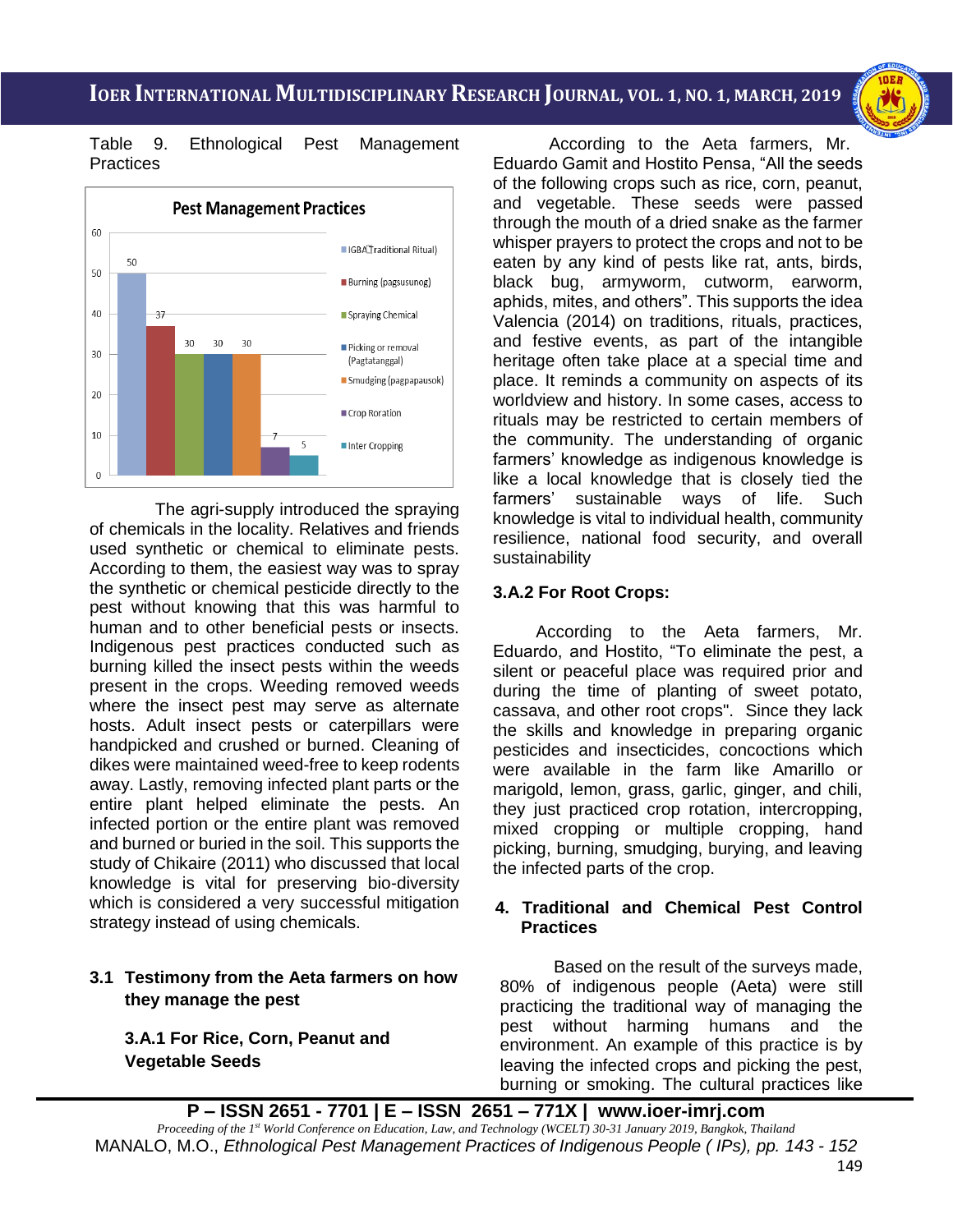Table 9. Ethnological Pest Management Practices

| Pest Management Practices | Value |
|---|---|
| IGBA (Traditional Ritual) | 50 |
| Burning (pagsusunog) | 37 |
| Spraying Chemical | 30 |
| Picking or removal (Pagtatanggal) | 30 |
| Smudging (pagpapausok) | 30 |
| Crop Roration | 7 |
| Inter Cropping | 5 |

The agri-supply introduced the spraying of chemicals in the locality. Relatives and friends used synthetic or chemical to eliminate pests. According to them, the easiest way was to spray the synthetic or chemical pesticide directly to the pest without knowing that this was harmful to human and to other beneficial pests or insects. Indigenous pest practices conducted such as burning killed the insect pests within the weeds present in the crops. Weeding removed weeds where the insect pest may serve as alternate hosts. Adult insect pests or caterpillars were handpicked and crushed or burned. Cleaning of dikes were maintained weed-free to keep rodents away. Lastly, removing infected plant parts or the entire plant helped eliminate the pests. An infected portion or the entire plant was removed and burned or buried in the soil. This supports the study of Chikaire (2011) who discussed that local knowledge is vital for preserving bio-diversity which is considered a very successful mitigation strategy instead of using chemicals.

### 3.1 Testimony from the Aeta farmers on how they manage the pest

#### 3.A.1 For Rice, Corn, Peanut and Vegetable Seeds

According to the Aeta farmers, Mr. Eduardo Gamit and Hostito Pensa, "All the seeds of the following crops such as rice, corn, peanut, and vegetable. These seeds were passed through the mouth of a dried snake as the farmer whisper prayers to protect the crops and not to be eaten by any kind of pests like rat, ants, birds, black bug, armyworm, cutworm, earworm, aphids, mites, and others". This supports the idea Valencia (2014) on traditions, rituals, practices, and festive events, as part of the intangible heritage often take place at a special time and place. It reminds a community on aspects of its worldview and history. In some cases, access to rituals may be restricted to certain members of the community. The understanding of organic farmers' knowledge as indigenous knowledge is like a local knowledge that is closely tied the farmers' sustainable ways of life. Such knowledge is vital to individual health, community resilience, national food security, and overall sustainability

#### 3.A.2 For Root Crops:

According to the Aeta farmers, Mr. Eduardo, and Hostito, "To eliminate the pest, a silent or peaceful place was required prior and during the time of planting of sweet potato, cassava, and other root crops". Since they lack the skills and knowledge in preparing organic pesticides and insecticides, concoctions which were available in the farm like Amarillo or marigold, lemon, grass, garlic, ginger, and chili, they just practiced crop rotation, intercropping, mixed cropping or multiple cropping, hand picking, burning, smudging, burying, and leaving the infected parts of the crop.

### 4. Traditional and Chemical Pest Control Practices

Based on the result of the surveys made, 80% of indigenous people (Aeta) were still practicing the traditional way of managing the pest without harming humans and the environment. An example of this practice is by leaving the infected crops and picking the pest, burning or smoking. The cultural practices like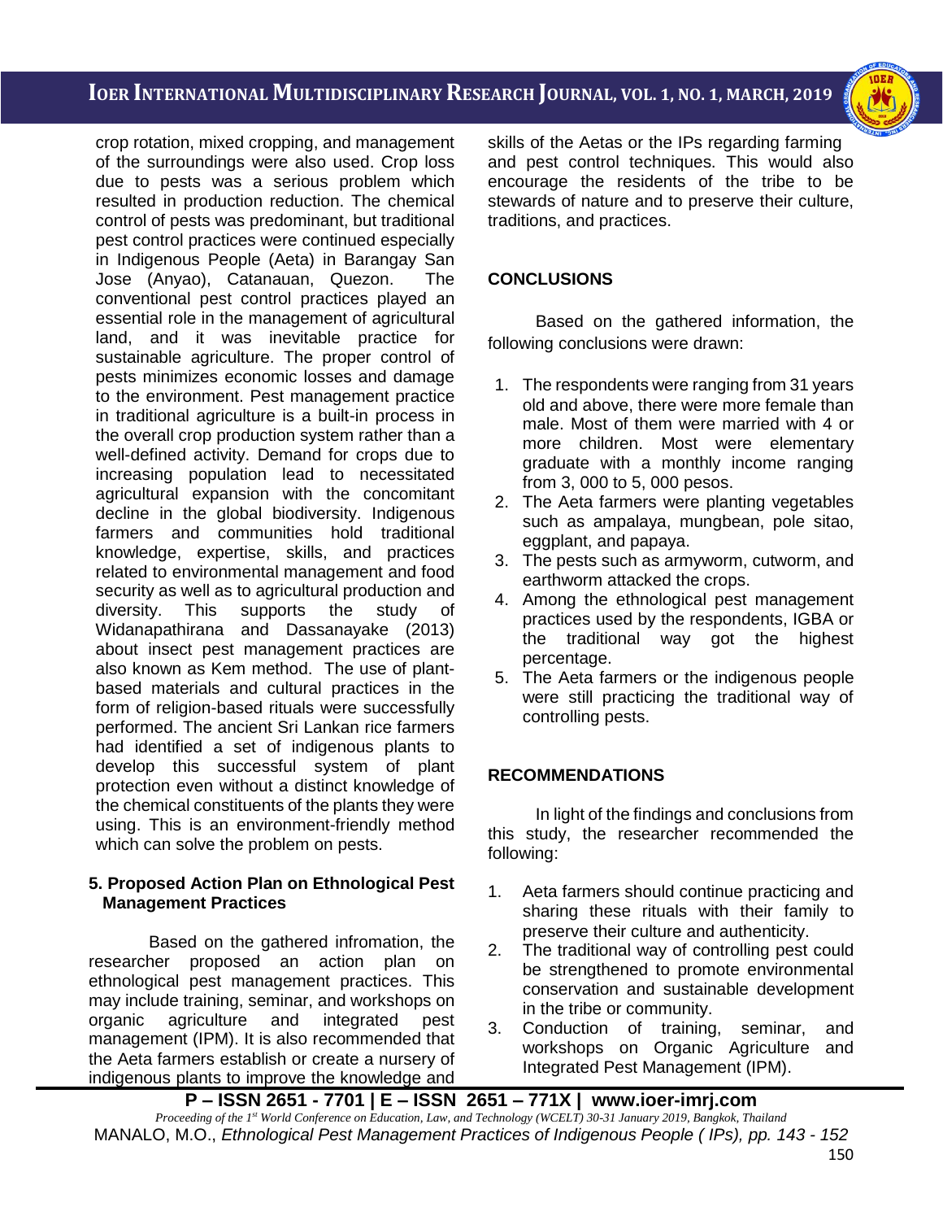crop rotation, mixed cropping, and management of the surroundings were also used. Crop loss due to pests was a serious problem which resulted in production reduction. The chemical control of pests was predominant, but traditional pest control practices were continued especially in Indigenous People (Aeta) in Barangay San Jose (Anyao), Catanauan, Quezon. The conventional pest control practices played an essential role in the management of agricultural land, and it was inevitable practice for sustainable agriculture. The proper control of pests minimizes economic losses and damage to the environment. Pest management practice in traditional agriculture is a built-in process in the overall crop production system rather than a well-defined activity. Demand for crops due to increasing population lead to necessitated agricultural expansion with the concomitant decline in the global biodiversity. Indigenous farmers and communities hold traditional knowledge, expertise, skills, and practices related to environmental management and food security as well as to agricultural production and diversity. This supports the study of Widanapathirana and Dassanayake (2013) about insect pest management practices are also known as Kem method. The use of plant-based materials and cultural practices in the form of religion-based rituals were successfully performed. The ancient Sri Lankan rice farmers had identified a set of indigenous plants to develop this successful system of plant protection even without a distinct knowledge of the chemical constituents of the plants they were using. This is an environment-friendly method which can solve the problem on pests.

**5. Proposed Action Plan on Ethnological Pest Management Practices**

Based on the gathered infromation, the researcher proposed an action plan on ethnological pest management practices. This may include training, seminar, and workshops on organic agriculture and integrated pest management (IPM). It is also recommended that the Aeta farmers establish or create a nursery of indigenous plants to improve the knowledge and skills of the Aetas or the IPs regarding farming and pest control techniques. This would also encourage the residents of the tribe to be stewards of nature and to preserve their culture, traditions, and practices.

## CONCLUSIONS

Based on the gathered information, the following conclusions were drawn:

1. The respondents were ranging from 31 years old and above, there were more female than male. Most of them were married with 4 or more children. Most were elementary graduate with a monthly income ranging from 3, 000 to 5, 000 pesos.
2. The Aeta farmers were planting vegetables such as ampalaya, mungbean, pole sitao, eggplant, and papaya.
3. The pests such as armyworm, cutworm, and earthworm attacked the crops.
4. Among the ethnological pest management practices used by the respondents, IGBA or the traditional way got the highest percentage.
5. The Aeta farmers or the indigenous people were still practicing the traditional way of controlling pests.

## RECOMMENDATIONS

In light of the findings and conclusions from this study, the researcher recommended the following:

1. Aeta farmers should continue practicing and sharing these rituals with their family to preserve their culture and authenticity.
2. The traditional way of controlling pest could be strengthened to promote environmental conservation and sustainable development in the tribe or community.
3. Conduction of training, seminar, and workshops on Organic Agriculture and Integrated Pest Management (IPM).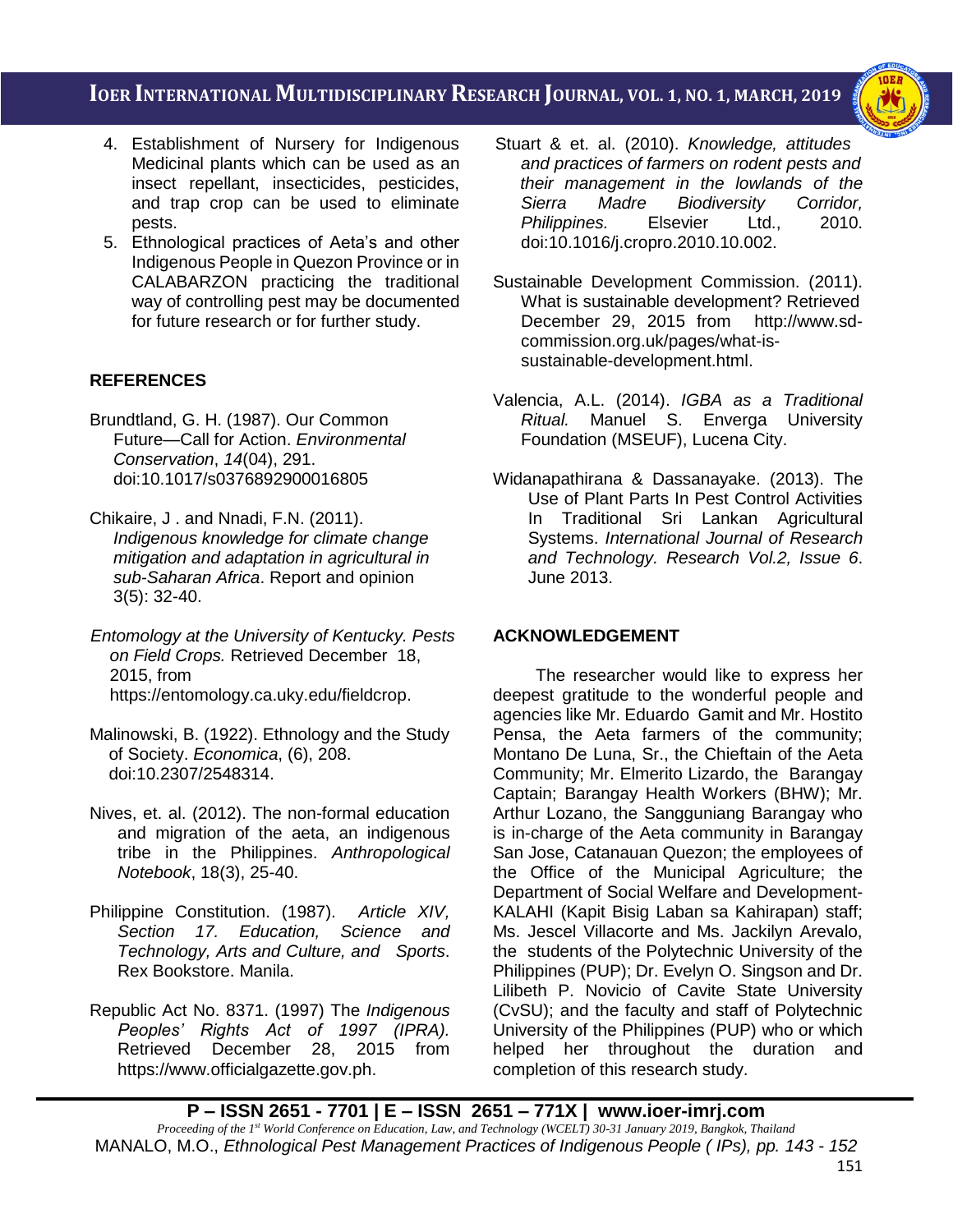4. Establishment of Nursery for Indigenous Medicinal plants which can be used as an insect repellant, insecticides, pesticides, and trap crop can be used to eliminate pests.
5. Ethnological practices of Aeta's and other Indigenous People in Quezon Province or in CALABARZON practicing the traditional way of controlling pest may be documented for future research or for further study.

## REFERENCES

Brundtland, G. H. (1987). Our Common Future—Call for Action. *Environmental Conservation*, *14*(04), 291. doi:10.1017/s0376892900016805

Chikaire, J . and Nnadi, F.N. (2011). *Indigenous knowledge for climate change mitigation and adaptation in agricultural in sub-Saharan Africa*. Report and opinion 3(5): 32-40.

*Entomology at the University of Kentucky. Pests on Field Crops.* Retrieved December 18, 2015, from https://entomology.ca.uky.edu/fieldcrop.

Malinowski, B. (1922). Ethnology and the Study of Society. *Economica*, (6), 208. doi:10.2307/2548314.

Nives, et. al. (2012). The non-formal education and migration of the aeta, an indigenous tribe in the Philippines. *Anthropological Notebook*, 18(3), 25-40.

Philippine Constitution. (1987). *Article XIV, Section 17. Education, Science and Technology, Arts and Culture, and Sports*. Rex Bookstore. Manila.

Republic Act No. 8371. (1997) The *Indigenous Peoples' Rights Act of 1997 (IPRA).* Retrieved December 28, 2015 from https://www.officialgazette.gov.ph.

Stuart & et. al. (2010). *Knowledge, attitudes and practices of farmers on rodent pests and their management in the lowlands of the Sierra Madre Biodiversity Corridor, Philippines.* Elsevier Ltd., 2010. doi:10.1016/j.cropro.2010.10.002.

Sustainable Development Commission. (2011). What is sustainable development? Retrieved December 29, 2015 from http://www.sd-commission.org.uk/pages/what-is-sustainable-development.html.

Valencia, A.L. (2014). *IGBA as a Traditional Ritual.* Manuel S. Enverga University Foundation (MSEUF), Lucena City.

Widanapathirana & Dassanayake. (2013). The Use of Plant Parts In Pest Control Activities In Traditional Sri Lankan Agricultural Systems. *International Journal of Research and Technology. Research Vol.2, Issue 6*. June 2013.

## ACKNOWLEDGEMENT

The researcher would like to express her deepest gratitude to the wonderful people and agencies like Mr. Eduardo Gamit and Mr. Hostito Pensa, the Aeta farmers of the community; Montano De Luna, Sr., the Chieftain of the Aeta Community; Mr. Elmerito Lizardo, the Barangay Captain; Barangay Health Workers (BHW); Mr. Arthur Lozano, the Sangguniang Barangay who is in-charge of the Aeta community in Barangay San Jose, Catanauan Quezon; the employees of the Office of the Municipal Agriculture; the Department of Social Welfare and Development-KALAHI (Kapit Bisig Laban sa Kahirapan) staff; Ms. Jescel Villacorte and Ms. Jackilyn Arevalo, the students of the Polytechnic University of the Philippines (PUP); Dr. Evelyn O. Singson and Dr. Lilibeth P. Novicio of Cavite State University (CvSU); and the faculty and staff of Polytechnic University of the Philippines (PUP) who or which helped her throughout the duration and completion of this research study.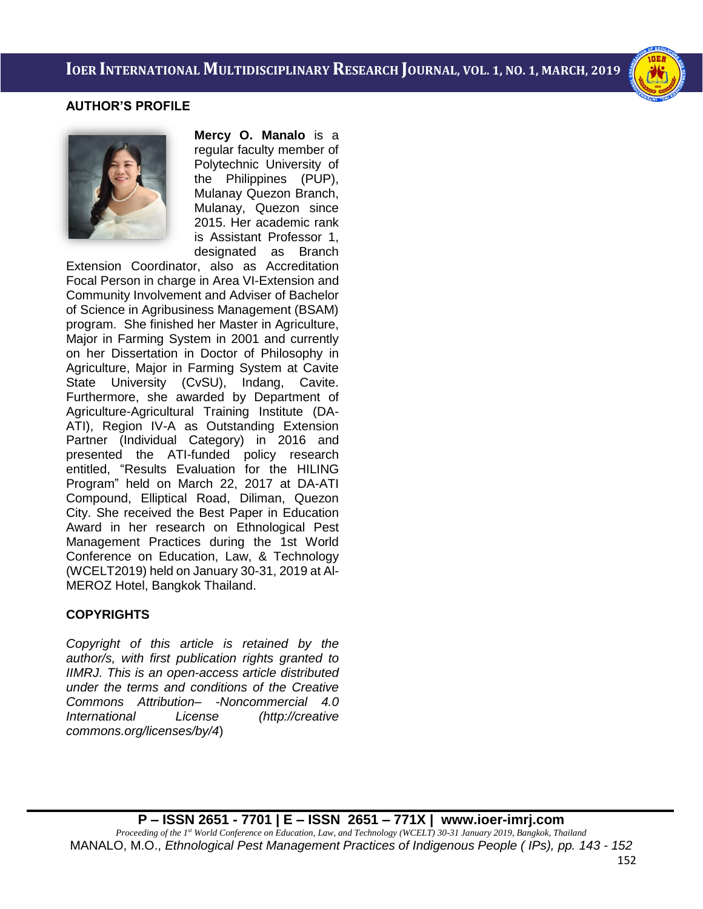## AUTHOR'S PROFILE

**Mercy O. Manalo** is a regular faculty member of Polytechnic University of the Philippines (PUP), Mulanay Quezon Branch, Mulanay, Quezon since 2015. Her academic rank is Assistant Professor 1, designated as Branch Extension Coordinator, also as Accreditation Focal Person in charge in Area VI-Extension and Community Involvement and Adviser of Bachelor of Science in Agribusiness Management (BSAM) program. She finished her Master in Agriculture, Major in Farming System in 2001 and currently on her Dissertation in Doctor of Philosophy in Agriculture, Major in Farming System at Cavite State University (CvSU), Indang, Cavite. Furthermore, she awarded by Department of Agriculture-Agricultural Training Institute (DA-ATI), Region IV-A as Outstanding Extension Partner (Individual Category) in 2016 and presented the ATI-funded policy research entitled, "Results Evaluation for the HILING Program" held on March 22, 2017 at DA-ATI Compound, Elliptical Road, Diliman, Quezon City. She received the Best Paper in Education Award in her research on Ethnological Pest Management Practices during the 1st World Conference on Education, Law, & Technology (WCELT2019) held on January 30-31, 2019 at Al-MEROZ Hotel, Bangkok Thailand.

## COPYRIGHTS

*Copyright of this article is retained by the author/s, with first publication rights granted to IIMRJ. This is an open-access article distributed under the terms and conditions of the Creative Commons Attribution– -Noncommercial 4.0 International License (http://creative commons.org/licenses/by/4*)